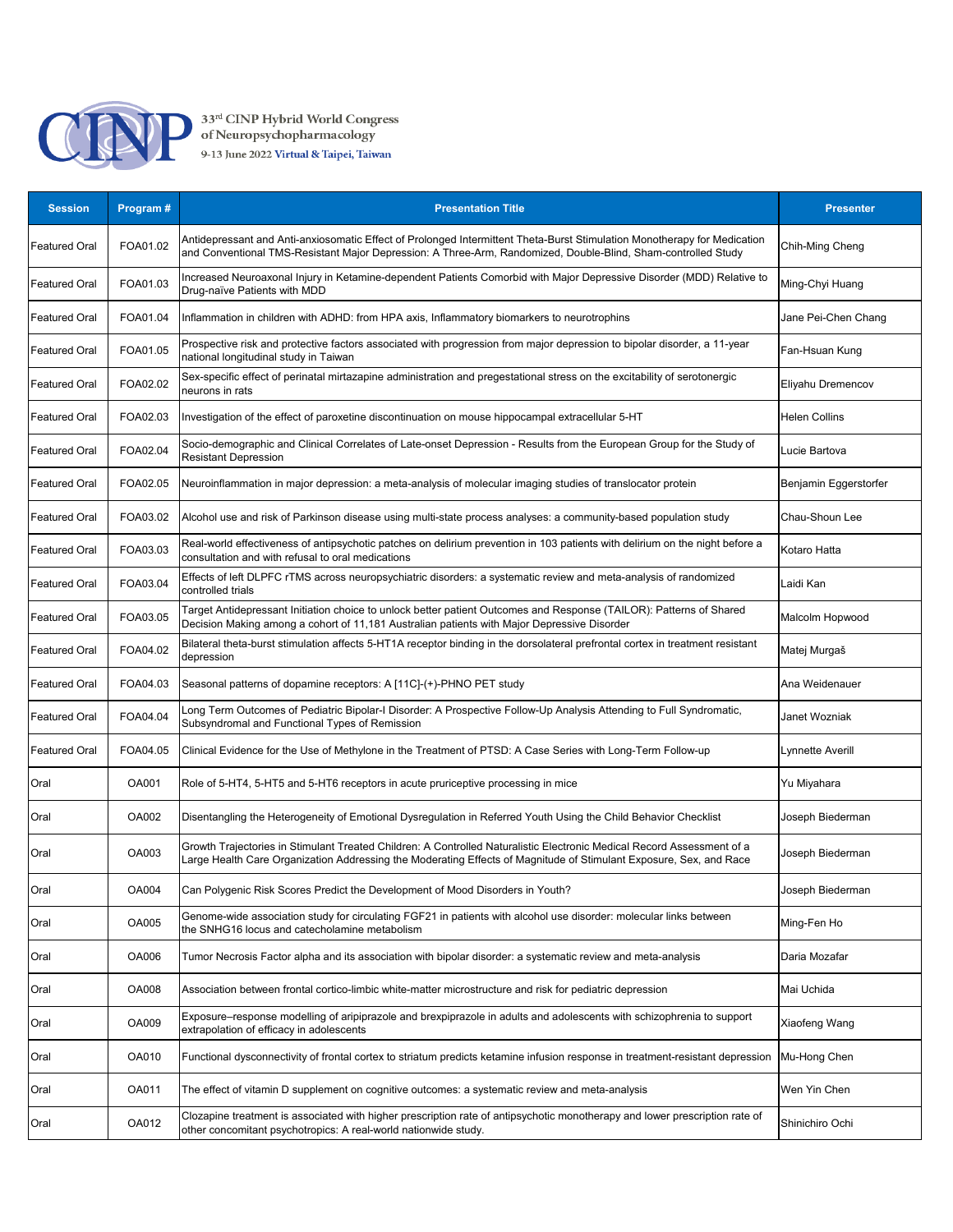33[rd] CINP Hybrid World Congress of Neuropsychopharmacology
9-13 June 2022 Virtual & Taipei, Taiwan

| Session | Program # | Presentation Title | Presenter |
|---|---|---|---|
| Featured Oral | FOA01.02 | Antidepressant and Anti-anxiosomatic Effect of Prolonged Intermittent Theta-Burst Stimulation Monotherapy for Medication and Conventional TMS-Resistant Major Depression: A Three-Arm, Randomized, Double-Blind, Sham-controlled Study | Chih-Ming Cheng |
| Featured Oral | FOA01.03 | Increased Neuroaxonal Injury in Ketamine-dependent Patients Comorbid with Major Depressive Disorder (MDD) Relative to Drug-naïve Patients with MDD | Ming-Chyi Huang |
| Featured Oral | FOA01.04 | Inflammation in children with ADHD: from HPA axis, Inflammatory biomarkers to neurotrophins | Jane Pei-Chen Chang |
| Featured Oral | FOA01.05 | Prospective risk and protective factors associated with progression from major depression to bipolar disorder, a 11-year national longitudinal study in Taiwan | Fan-Hsuan Kung |
| Featured Oral | FOA02.02 | Sex-specific effect of perinatal mirtazapine administration and pregestational stress on the excitability of serotonergic neurons in rats | Eliyahu Dremencov |
| Featured Oral | FOA02.03 | Investigation of the effect of paroxetine discontinuation on mouse hippocampal extracellular 5-HT | Helen Collins |
| Featured Oral | FOA02.04 | Socio-demographic and Clinical Correlates of Late-onset Depression - Results from the European Group for the Study of Resistant Depression | Lucie Bartova |
| Featured Oral | FOA02.05 | Neuroinflammation in major depression: a meta-analysis of molecular imaging studies of translocator protein | Benjamin Eggerstorfer |
| Featured Oral | FOA03.02 | Alcohol use and risk of Parkinson disease using multi-state process analyses: a community-based population study | Chau-Shoun Lee |
| Featured Oral | FOA03.03 | Real-world effectiveness of antipsychotic patches on delirium prevention in 103 patients with delirium on the night before a consultation and with refusal to oral medications | Kotaro Hatta |
| Featured Oral | FOA03.04 | Effects of left DLPFC rTMS across neuropsychiatric disorders: a systematic review and meta-analysis of randomized controlled trials | Laidi Kan |
| Featured Oral | FOA03.05 | Target Antidepressant Initiation choice to unlock better patient Outcomes and Response (TAILOR): Patterns of Shared Decision Making among a cohort of 11,181 Australian patients with Major Depressive Disorder | Malcolm Hopwood |
| Featured Oral | FOA04.02 | Bilateral theta-burst stimulation affects 5-HT1A receptor binding in the dorsolateral prefrontal cortex in treatment resistant depression | Matej Murgaš |
| Featured Oral | FOA04.03 | Seasonal patterns of dopamine receptors: A [11C]-(+)-PHNO PET study | Ana Weidenauer |
| Featured Oral | FOA04.04 | Long Term Outcomes of Pediatric Bipolar-I Disorder: A Prospective Follow-Up Analysis Attending to Full Syndromatic, Subsyndromal and Functional Types of Remission | Janet Wozniak |
| Featured Oral | FOA04.05 | Clinical Evidence for the Use of Methylone in the Treatment of PTSD: A Case Series with Long-Term Follow-up | Lynnette Averill |
| Oral | OA001 | Role of 5-HT4, 5-HT5 and 5-HT6 receptors in acute pruriceptive processing in mice | Yu Miyahara |
| Oral | OA002 | Disentangling the Heterogeneity of Emotional Dysregulation in Referred Youth Using the Child Behavior Checklist | Joseph Biederman |
| Oral | OA003 | Growth Trajectories in Stimulant Treated Children: A Controlled Naturalistic Electronic Medical Record Assessment of a Large Health Care Organization Addressing the Moderating Effects of Magnitude of Stimulant Exposure, Sex, and Race | Joseph Biederman |
| Oral | OA004 | Can Polygenic Risk Scores Predict the Development of Mood Disorders in Youth? | Joseph Biederman |
| Oral | OA005 | Genome-wide association study for circulating FGF21 in patients with alcohol use disorder: molecular links between the SNHG16 locus and catecholamine metabolism | Ming-Fen Ho |
| Oral | OA006 | Tumor Necrosis Factor alpha and its association with bipolar disorder: a systematic review and meta-analysis | Daria Mozafar |
| Oral | OA008 | Association between frontal cortico-limbic white-matter microstructure and risk for pediatric depression | Mai Uchida |
| Oral | OA009 | Exposure–response modelling of aripiprazole and brexpiprazole in adults and adolescents with schizophrenia to support extrapolation of efficacy in adolescents | Xiaofeng Wang |
| Oral | OA010 | Functional dysconnectivity of frontal cortex to striatum predicts ketamine infusion response in treatment-resistant depression | Mu-Hong Chen |
| Oral | OA011 | The effect of vitamin D supplement on cognitive outcomes: a systematic review and meta-analysis | Wen Yin Chen |
| Oral | OA012 | Clozapine treatment is associated with higher prescription rate of antipsychotic monotherapy and lower prescription rate of other concomitant psychotropics: A real-world nationwide study. | Shinichiro Ochi |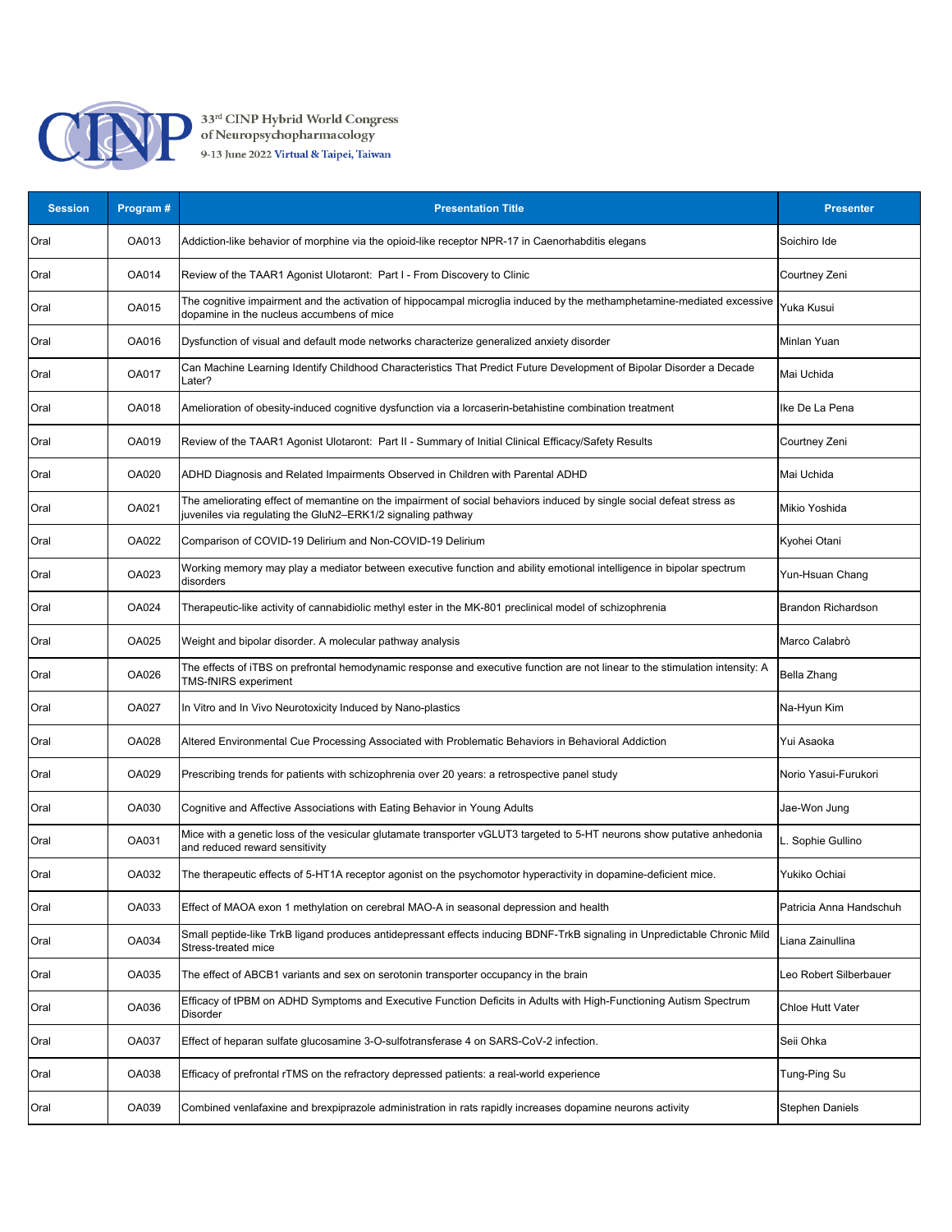| Session | Program # | Presentation Title | Presenter |
|---|---|---|---|
| Oral | OA013 | Addiction-like behavior of morphine via the opioid-like receptor NPR-17 in Caenorhabditis elegans | Soichiro Ide |
| Oral | OA014 | Review of the TAAR1 Agonist Ulotaront: Part I - From Discovery to Clinic | Courtney Zeni |
| Oral | OA015 | The cognitive impairment and the activation of hippocampal microglia induced by the methamphetamine-mediated excessive dopamine in the nucleus accumbens of mice | Yuka Kusui |
| Oral | OA016 | Dysfunction of visual and default mode networks characterize generalized anxiety disorder | Minlan Yuan |
| Oral | OA017 | Can Machine Learning Identify Childhood Characteristics That Predict Future Development of Bipolar Disorder a Decade Later? | Mai Uchida |
| Oral | OA018 | Amelioration of obesity-induced cognitive dysfunction via a lorcaserin-betahistine combination treatment | Ike De La Pena |
| Oral | OA019 | Review of the TAAR1 Agonist Ulotaront: Part II - Summary of Initial Clinical Efficacy/Safety Results | Courtney Zeni |
| Oral | OA020 | ADHD Diagnosis and Related Impairments Observed in Children with Parental ADHD | Mai Uchida |
| Oral | OA021 | The ameliorating effect of memantine on the impairment of social behaviors induced by single social defeat stress as juveniles via regulating the GluN2–ERK1/2 signaling pathway | Mikio Yoshida |
| Oral | OA022 | Comparison of COVID-19 Delirium and Non-COVID-19 Delirium | Kyohei Otani |
| Oral | OA023 | Working memory may play a mediator between executive function and ability emotional intelligence in bipolar spectrum disorders | Yun-Hsuan Chang |
| Oral | OA024 | Therapeutic-like activity of cannabidiolic methyl ester in the MK-801 preclinical model of schizophrenia | Brandon Richardson |
| Oral | OA025 | Weight and bipolar disorder. A molecular pathway analysis | Marco Calabrò |
| Oral | OA026 | The effects of iTBS on prefrontal hemodynamic response and executive function are not linear to the stimulation intensity: A TMS-fNIRS experiment | Bella Zhang |
| Oral | OA027 | In Vitro and In Vivo Neurotoxicity Induced by Nano-plastics | Na-Hyun Kim |
| Oral | OA028 | Altered Environmental Cue Processing Associated with Problematic Behaviors in Behavioral Addiction | Yui Asaoka |
| Oral | OA029 | Prescribing trends for patients with schizophrenia over 20 years: a retrospective panel study | Norio Yasui-Furukori |
| Oral | OA030 | Cognitive and Affective Associations with Eating Behavior in Young Adults | Jae-Won Jung |
| Oral | OA031 | Mice with a genetic loss of the vesicular glutamate transporter vGLUT3 targeted to 5-HT neurons show putative anhedonia and reduced reward sensitivity | L. Sophie Gullino |
| Oral | OA032 | The therapeutic effects of 5-HT1A receptor agonist on the psychomotor hyperactivity in dopamine-deficient mice. | Yukiko Ochiai |
| Oral | OA033 | Effect of MAOA exon 1 methylation on cerebral MAO-A in seasonal depression and health | Patricia Anna Handschuh |
| Oral | OA034 | Small peptide-like TrkB ligand produces antidepressant effects inducing BDNF-TrkB signaling in Unpredictable Chronic Mild Stress-treated mice | Liana Zainullina |
| Oral | OA035 | The effect of ABCB1 variants and sex on serotonin transporter occupancy in the brain | Leo Robert Silberbauer |
| Oral | OA036 | Efficacy of tPBM on ADHD Symptoms and Executive Function Deficits in Adults with High-Functioning Autism Spectrum Disorder | Chloe Hutt Vater |
| Oral | OA037 | Effect of heparan sulfate glucosamine 3-O-sulfotransferase 4 on SARS-CoV-2 infection. | Seii Ohka |
| Oral | OA038 | Efficacy of prefrontal rTMS on the refractory depressed patients: a real-world experience | Tung-Ping Su |
| Oral | OA039 | Combined venlafaxine and brexpiprazole administration in rats rapidly increases dopamine neurons activity | Stephen Daniels |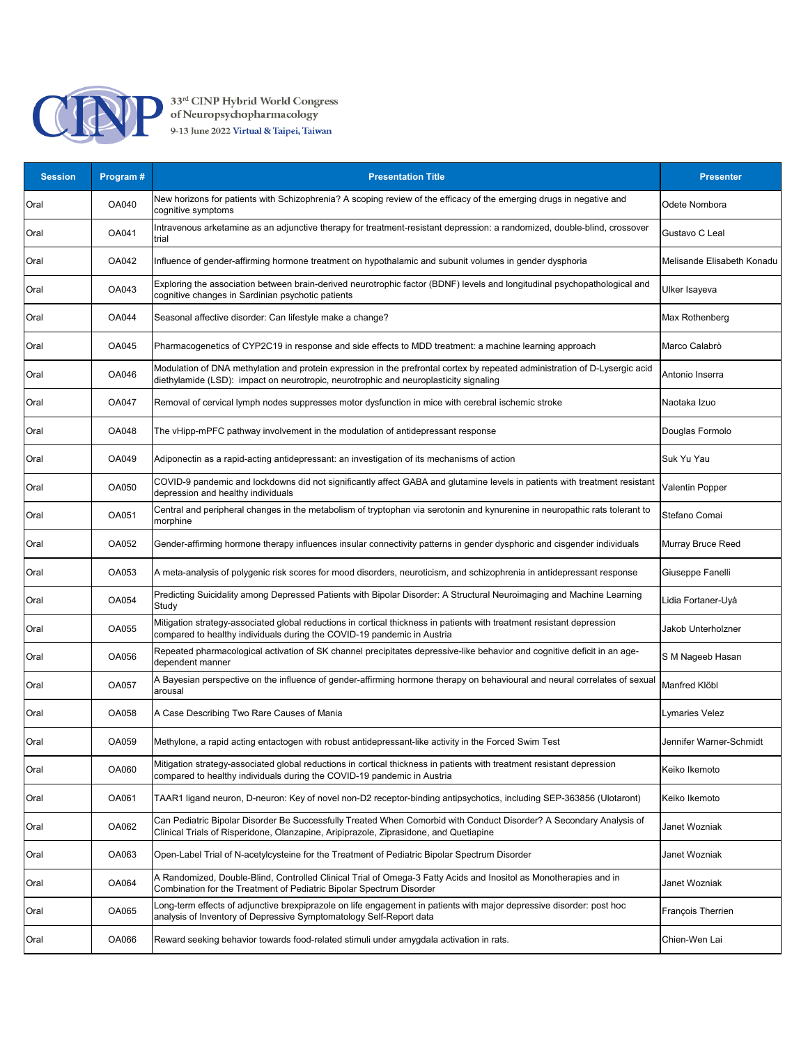| Session | Program # | Presentation Title | Presenter |
| --- | --- | --- | --- |
| Oral | OA040 | New horizons for patients with Schizophrenia? A scoping review of the efficacy of the emerging drugs in negative and cognitive symptoms | Odete Nombora |
| Oral | OA041 | Intravenous arketamine as an adjunctive therapy for treatment-resistant depression: a randomized, double-blind, crossover trial | Gustavo C Leal |
| Oral | OA042 | Influence of gender-affirming hormone treatment on hypothalamic and subunit volumes in gender dysphoria | Melisande Elisabeth Konadu |
| Oral | OA043 | Exploring the association between brain-derived neurotrophic factor (BDNF) levels and longitudinal psychopathological and cognitive changes in Sardinian psychotic patients | Ulker Isayeva |
| Oral | OA044 | Seasonal affective disorder: Can lifestyle make a change? | Max Rothenberg |
| Oral | OA045 | Pharmacogenetics of CYP2C19 in response and side effects to MDD treatment: a machine learning approach | Marco Calabrò |
| Oral | OA046 | Modulation of DNA methylation and protein expression in the prefrontal cortex by repeated administration of D-Lysergic acid diethylamide (LSD): impact on neurotropic, neurotrophic and neuroplasticity signaling | Antonio Inserra |
| Oral | OA047 | Removal of cervical lymph nodes suppresses motor dysfunction in mice with cerebral ischemic stroke | Naotaka Izuo |
| Oral | OA048 | The vHipp-mPFC pathway involvement in the modulation of antidepressant response | Douglas Formolo |
| Oral | OA049 | Adiponectin as a rapid-acting antidepressant: an investigation of its mechanisms of action | Suk Yu Yau |
| Oral | OA050 | COVID-9 pandemic and lockdowns did not significantly affect GABA and glutamine levels in patients with treatment resistant depression and healthy individuals | Valentin Popper |
| Oral | OA051 | Central and peripheral changes in the metabolism of tryptophan via serotonin and kynurenine in neuropathic rats tolerant to morphine | Stefano Comai |
| Oral | OA052 | Gender-affirming hormone therapy influences insular connectivity patterns in gender dysphoric and cisgender individuals | Murray Bruce Reed |
| Oral | OA053 | A meta-analysis of polygenic risk scores for mood disorders, neuroticism, and schizophrenia in antidepressant response | Giuseppe Fanelli |
| Oral | OA054 | Predicting Suicidality among Depressed Patients with Bipolar Disorder: A Structural Neuroimaging and Machine Learning Study | Lidia Fortaner-Uyà |
| Oral | OA055 | Mitigation strategy-associated global reductions in cortical thickness in patients with treatment resistant depression compared to healthy individuals during the COVID-19 pandemic in Austria | Jakob Unterholzner |
| Oral | OA056 | Repeated pharmacological activation of SK channel precipitates depressive-like behavior and cognitive deficit in an age-dependent manner | S M Nageeb Hasan |
| Oral | OA057 | A Bayesian perspective on the influence of gender-affirming hormone therapy on behavioural and neural correlates of sexual arousal | Manfred Klöbl |
| Oral | OA058 | A Case Describing Two Rare Causes of Mania | Lymaries Velez |
| Oral | OA059 | Methylone, a rapid acting entactogen with robust antidepressant-like activity in the Forced Swim Test | Jennifer Warner-Schmidt |
| Oral | OA060 | Mitigation strategy-associated global reductions in cortical thickness in patients with treatment resistant depression compared to healthy individuals during the COVID-19 pandemic in Austria | Keiko Ikemoto |
| Oral | OA061 | TAAR1 ligand neuron, D-neuron: Key of novel non-D2 receptor-binding antipsychotics, including SEP-363856 (Ulotaront) | Keiko Ikemoto |
| Oral | OA062 | Can Pediatric Bipolar Disorder Be Successfully Treated When Comorbid with Conduct Disorder? A Secondary Analysis of Clinical Trials of Risperidone, Olanzapine, Aripiprazole, Ziprasidone, and Quetiapine | Janet Wozniak |
| Oral | OA063 | Open-Label Trial of N-acetylcysteine for the Treatment of Pediatric Bipolar Spectrum Disorder | Janet Wozniak |
| Oral | OA064 | A Randomized, Double-Blind, Controlled Clinical Trial of Omega-3 Fatty Acids and Inositol as Monotherapies and in Combination for the Treatment of Pediatric Bipolar Spectrum Disorder | Janet Wozniak |
| Oral | OA065 | Long-term effects of adjunctive brexpiprazole on life engagement in patients with major depressive disorder: post hoc analysis of Inventory of Depressive Symptomatology Self-Report data | François Therrien |
| Oral | OA066 | Reward seeking behavior towards food-related stimuli under amygdala activation in rats. | Chien-Wen Lai |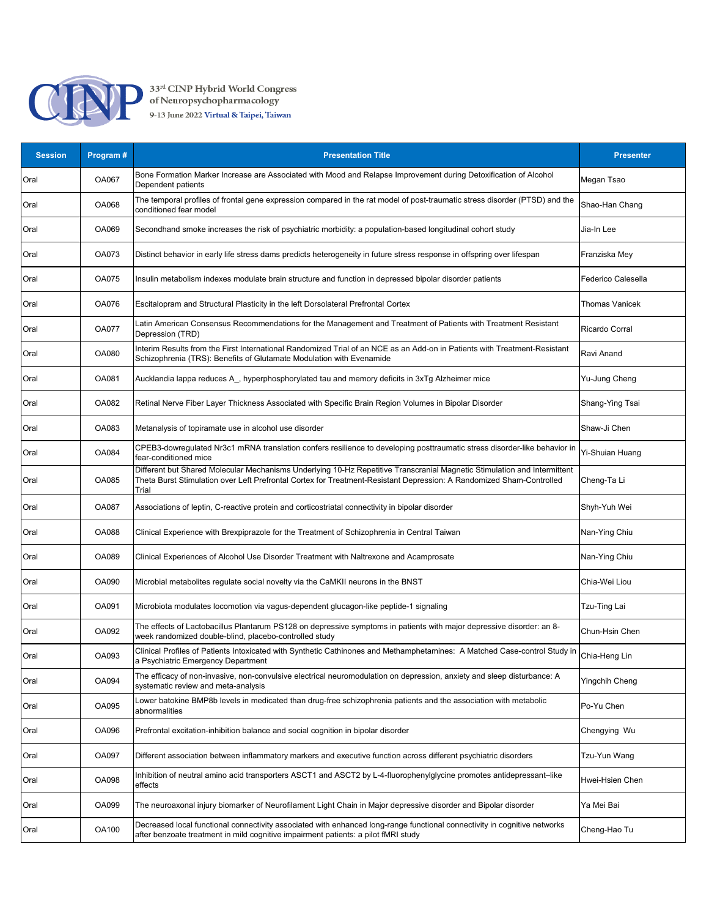| Session | Program # | Presentation Title | Presenter |
| --- | --- | --- | --- |
| Oral | OA067 | Bone Formation Marker Increase are Associated with Mood and Relapse Improvement during Detoxification of Alcohol Dependent patients | Megan Tsao |
| Oral | OA068 | The temporal profiles of frontal gene expression compared in the rat model of post-traumatic stress disorder (PTSD) and the conditioned fear model | Shao-Han Chang |
| Oral | OA069 | Secondhand smoke increases the risk of psychiatric morbidity: a population-based longitudinal cohort study | Jia-In Lee |
| Oral | OA073 | Distinct behavior in early life stress dams predicts heterogeneity in future stress response in offspring over lifespan | Franziska Mey |
| Oral | OA075 | Insulin metabolism indexes modulate brain structure and function in depressed bipolar disorder patients | Federico Calesella |
| Oral | OA076 | Escitalopram and Structural Plasticity in the left Dorsolateral Prefrontal Cortex | Thomas Vanicek |
| Oral | OA077 | Latin American Consensus Recommendations for the Management and Treatment of Patients with Treatment Resistant Depression (TRD) | Ricardo Corral |
| Oral | OA080 | Interim Results from the First International Randomized Trial of an NCE as an Add-on in Patients with Treatment-Resistant Schizophrenia (TRS): Benefits of Glutamate Modulation with Evenamide | Ravi Anand |
| Oral | OA081 | Aucklandia lappa reduces A_, hyperphosphorylated tau and memory deficits in 3xTg Alzheimer mice | Yu-Jung Cheng |
| Oral | OA082 | Retinal Nerve Fiber Layer Thickness Associated with Specific Brain Region Volumes in Bipolar Disorder | Shang-Ying Tsai |
| Oral | OA083 | Metanalysis of topiramate use in alcohol use disorder | Shaw-Ji Chen |
| Oral | OA084 | CPEB3-dowregulated Nr3c1 mRNA translation confers resilience to developing posttraumatic stress disorder-like behavior in fear-conditioned mice | Yi-Shuian Huang |
| Oral | OA085 | Different but Shared Molecular Mechanisms Underlying 10-Hz Repetitive Transcranial Magnetic Stimulation and Intermittent Theta Burst Stimulation over Left Prefrontal Cortex for Treatment-Resistant Depression: A Randomized Sham-Controlled Trial | Cheng-Ta Li |
| Oral | OA087 | Associations of leptin, C-reactive protein and corticostriatal connectivity in bipolar disorder | Shyh-Yuh Wei |
| Oral | OA088 | Clinical Experience with Brexpiprazole for the Treatment of Schizophrenia in Central Taiwan | Nan-Ying Chiu |
| Oral | OA089 | Clinical Experiences of Alcohol Use Disorder Treatment with Naltrexone and Acamprosate | Nan-Ying Chiu |
| Oral | OA090 | Microbial metabolites regulate social novelty via the CaMKII neurons in the BNST | Chia-Wei Liou |
| Oral | OA091 | Microbiota modulates locomotion via vagus-dependent glucagon-like peptide-1 signaling | Tzu-Ting Lai |
| Oral | OA092 | The effects of Lactobacillus Plantarum PS128 on depressive symptoms in patients with major depressive disorder: an 8-week randomized double-blind, placebo-controlled study | Chun-Hsin Chen |
| Oral | OA093 | Clinical Profiles of Patients Intoxicated with Synthetic Cathinones and Methamphetamines: A Matched Case-control Study in a Psychiatric Emergency Department | Chia-Heng Lin |
| Oral | OA094 | The efficacy of non-invasive, non-convulsive electrical neuromodulation on depression, anxiety and sleep disturbance: A systematic review and meta-analysis | Yingchih Cheng |
| Oral | OA095 | Lower batokine BMP8b levels in medicated than drug-free schizophrenia patients and the association with metabolic abnormalities | Po-Yu Chen |
| Oral | OA096 | Prefrontal excitation-inhibition balance and social cognition in bipolar disorder | Chengying Wu |
| Oral | OA097 | Different association between inflammatory markers and executive function across different psychiatric disorders | Tzu-Yun Wang |
| Oral | OA098 | Inhibition of neutral amino acid transporters ASCT1 and ASCT2 by L-4-fluorophenylglycine promotes antidepressant–like effects | Hwei-Hsien Chen |
| Oral | OA099 | The neuroaxonal injury biomarker of Neurofilament Light Chain in Major depressive disorder and Bipolar disorder | Ya Mei Bai |
| Oral | OA100 | Decreased local functional connectivity associated with enhanced long-range functional connectivity in cognitive networks after benzoate treatment in mild cognitive impairment patients: a pilot fMRI study | Cheng-Hao Tu |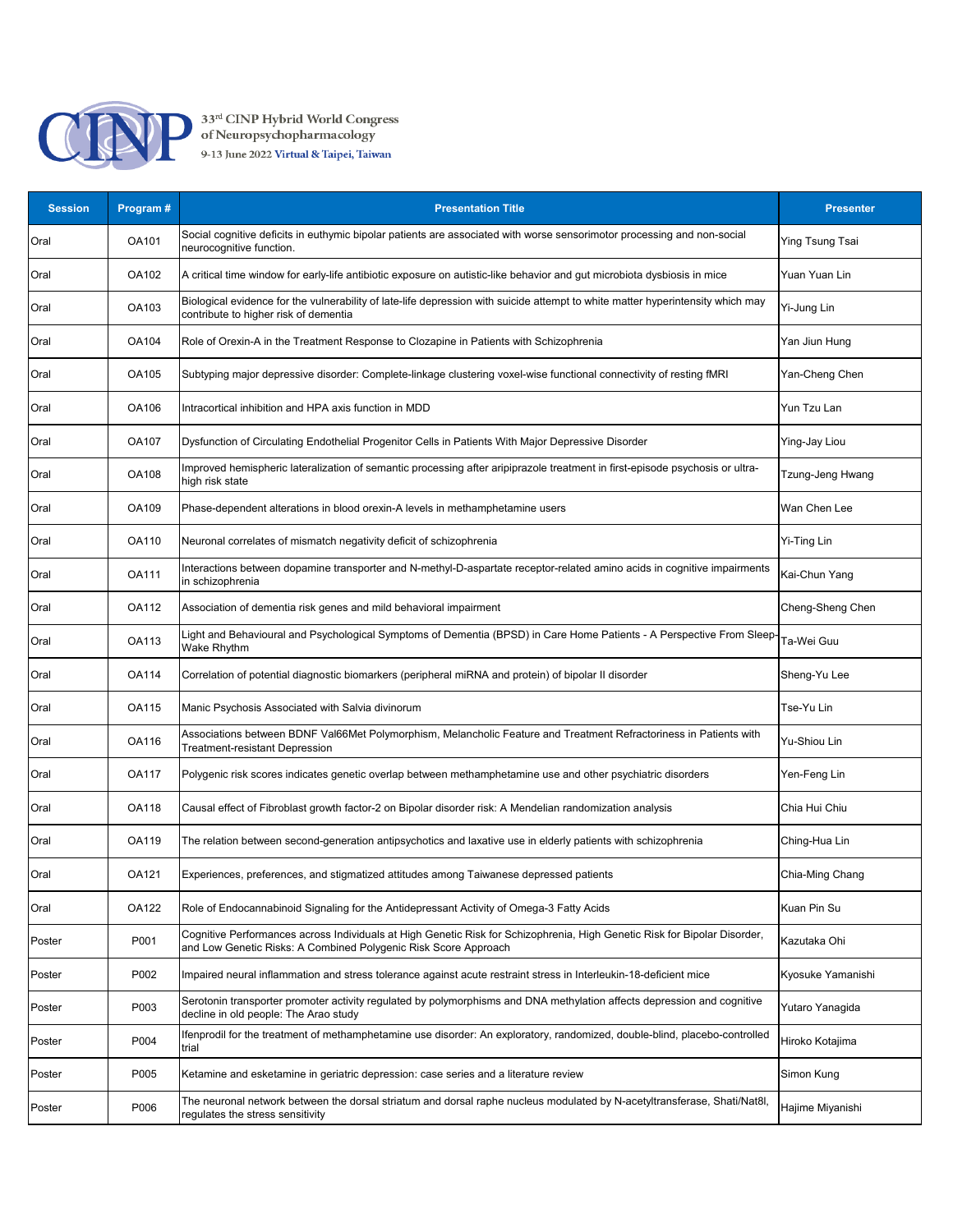| Session | Program # | Presentation Title | Presenter |
|---|---|---|---|
| Oral | OA101 | Social cognitive deficits in euthymic bipolar patients are associated with worse sensorimotor processing and non-social neurocognitive function. | Ying Tsung Tsai |
| Oral | OA102 | A critical time window for early-life antibiotic exposure on autistic-like behavior and gut microbiota dysbiosis in mice | Yuan Yuan Lin |
| Oral | OA103 | Biological evidence for the vulnerability of late-life depression with suicide attempt to white matter hyperintensity which may contribute to higher risk of dementia | Yi-Jung Lin |
| Oral | OA104 | Role of Orexin-A in the Treatment Response to Clozapine in Patients with Schizophrenia | Yan Jiun Hung |
| Oral | OA105 | Subtyping major depressive disorder: Complete-linkage clustering voxel-wise functional connectivity of resting fMRI | Yan-Cheng Chen |
| Oral | OA106 | Intracortical inhibition and HPA axis function in MDD | Yun Tzu Lan |
| Oral | OA107 | Dysfunction of Circulating Endothelial Progenitor Cells in Patients With Major Depressive Disorder | Ying-Jay Liou |
| Oral | OA108 | Improved hemispheric lateralization of semantic processing after aripiprazole treatment in first-episode psychosis or ultra-high risk state | Tzung-Jeng Hwang |
| Oral | OA109 | Phase-dependent alterations in blood orexin-A levels in methamphetamine users | Wan Chen Lee |
| Oral | OA110 | Neuronal correlates of mismatch negativity deficit of schizophrenia | Yi-Ting Lin |
| Oral | OA111 | Interactions between dopamine transporter and N-methyl-D-aspartate receptor-related amino acids in cognitive impairments in schizophrenia | Kai-Chun Yang |
| Oral | OA112 | Association of dementia risk genes and mild behavioral impairment | Cheng-Sheng Chen |
| Oral | OA113 | Light and Behavioural and Psychological Symptoms of Dementia (BPSD) in Care Home Patients - A Perspective From Sleep-Wake Rhythm | Ta-Wei Guu |
| Oral | OA114 | Correlation of potential diagnostic biomarkers (peripheral miRNA and protein) of bipolar II disorder | Sheng-Yu Lee |
| Oral | OA115 | Manic Psychosis Associated with Salvia divinorum | Tse-Yu Lin |
| Oral | OA116 | Associations between BDNF Val66Met Polymorphism, Melancholic Feature and Treatment Refractoriness in Patients with Treatment-resistant Depression | Yu-Shiou Lin |
| Oral | OA117 | Polygenic risk scores indicates genetic overlap between methamphetamine use and other psychiatric disorders | Yen-Feng Lin |
| Oral | OA118 | Causal effect of Fibroblast growth factor-2 on Bipolar disorder risk: A Mendelian randomization analysis | Chia Hui Chiu |
| Oral | OA119 | The relation between second-generation antipsychotics and laxative use in elderly patients with schizophrenia | Ching-Hua Lin |
| Oral | OA121 | Experiences, preferences, and stigmatized attitudes among Taiwanese depressed patients | Chia-Ming Chang |
| Oral | OA122 | Role of Endocannabinoid Signaling for the Antidepressant Activity of Omega-3 Fatty Acids | Kuan Pin Su |
| Poster | P001 | Cognitive Performances across Individuals at High Genetic Risk for Schizophrenia, High Genetic Risk for Bipolar Disorder, and Low Genetic Risks: A Combined Polygenic Risk Score Approach | Kazutaka Ohi |
| Poster | P002 | Impaired neural inflammation and stress tolerance against acute restraint stress in Interleukin-18-deficient mice | Kyosuke Yamanishi |
| Poster | P003 | Serotonin transporter promoter activity regulated by polymorphisms and DNA methylation affects depression and cognitive decline in old people: The Arao study | Yutaro Yanagida |
| Poster | P004 | Ifenprodil for the treatment of methamphetamine use disorder: An exploratory, randomized, double-blind, placebo-controlled trial | Hiroko Kotajima |
| Poster | P005 | Ketamine and esketamine in geriatric depression: case series and a literature review | Simon Kung |
| Poster | P006 | The neuronal network between the dorsal striatum and dorsal raphe nucleus modulated by N-acetyltransferase, Shati/Nat8l, regulates the stress sensitivity | Hajime Miyanishi |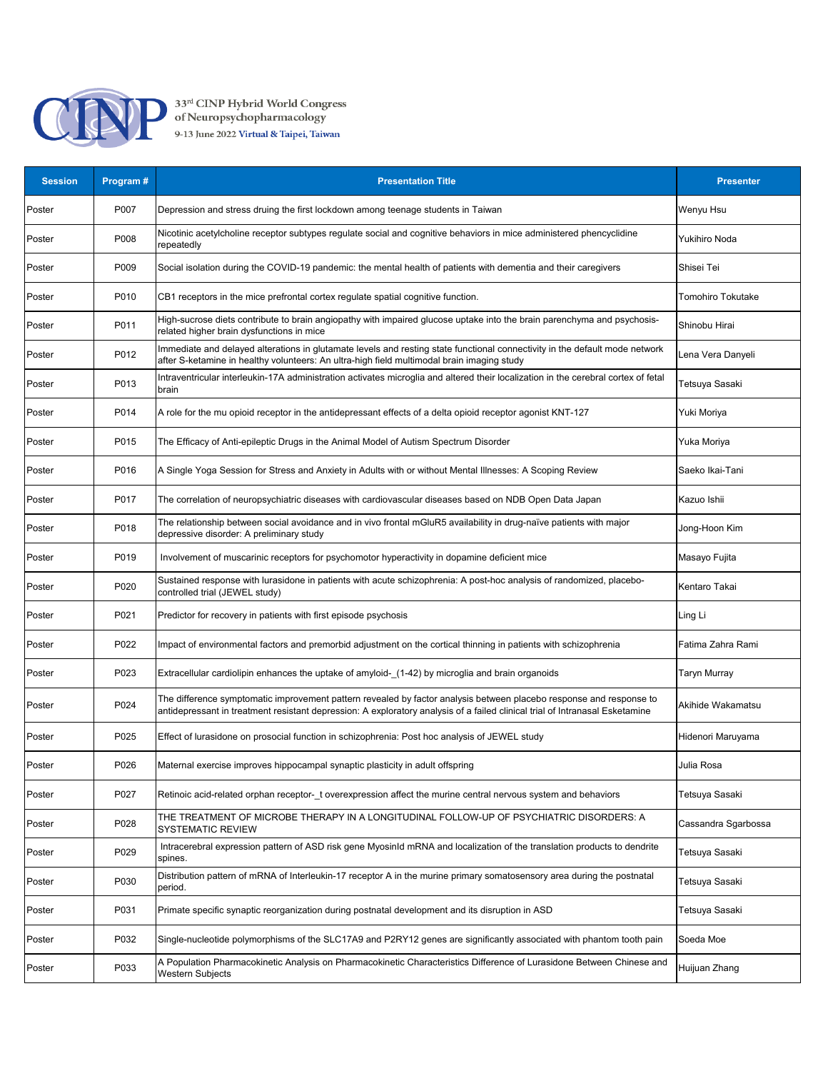| Session | Program # | Presentation Title | Presenter |
|---|---|---|---|
| Poster | P007 | Depression and stress druing the first lockdown among teenage students in Taiwan | Wenyu Hsu |
| Poster | P008 | Nicotinic acetylcholine receptor subtypes regulate social and cognitive behaviors in mice administered phencyclidine repeatedly | Yukihiro Noda |
| Poster | P009 | Social isolation during the COVID-19 pandemic: the mental health of patients with dementia and their caregivers | Shisei Tei |
| Poster | P010 | CB1 receptors in the mice prefrontal cortex regulate spatial cognitive function. | Tomohiro Tokutake |
| Poster | P011 | High-sucrose diets contribute to brain angiopathy with impaired glucose uptake into the brain parenchyma and psychosis-related higher brain dysfunctions in mice | Shinobu Hirai |
| Poster | P012 | Immediate and delayed alterations in glutamate levels and resting state functional connectivity in the default mode network after S-ketamine in healthy volunteers: An ultra-high field multimodal brain imaging study | Lena Vera Danyeli |
| Poster | P013 | Intraventricular interleukin-17A administration activates microglia and altered their localization in the cerebral cortex of fetal brain | Tetsuya Sasaki |
| Poster | P014 | A role for the mu opioid receptor in the antidepressant effects of a delta opioid receptor agonist KNT-127 | Yuki Moriya |
| Poster | P015 | The Efficacy of Anti-epileptic Drugs in the Animal Model of Autism Spectrum Disorder | Yuka Moriya |
| Poster | P016 | A Single Yoga Session for Stress and Anxiety in Adults with or without Mental Illnesses: A Scoping Review | Saeko Ikai-Tani |
| Poster | P017 | The correlation of neuropsychiatric diseases with cardiovascular diseases based on NDB Open Data Japan | Kazuo Ishii |
| Poster | P018 | The relationship between social avoidance and in vivo frontal mGluR5 availability in drug-naïve patients with major depressive disorder: A preliminary study | Jong-Hoon Kim |
| Poster | P019 | Involvement of muscarinic receptors for psychomotor hyperactivity in dopamine deficient mice | Masayo Fujita |
| Poster | P020 | Sustained response with lurasidone in patients with acute schizophrenia: A post-hoc analysis of randomized, placebo-controlled trial (JEWEL study) | Kentaro Takai |
| Poster | P021 | Predictor for recovery in patients with first episode psychosis | Ling Li |
| Poster | P022 | Impact of environmental factors and premorbid adjustment on the cortical thinning in patients with schizophrenia | Fatima Zahra Rami |
| Poster | P023 | Extracellular cardiolipin enhances the uptake of amyloid-_(1-42) by microglia and brain organoids | Taryn Murray |
| Poster | P024 | The difference symptomatic improvement pattern revealed by factor analysis between placebo response and response to antidepressant in treatment resistant depression: A exploratory analysis of a failed clinical trial of Intranasal Esketamine | Akihide Wakamatsu |
| Poster | P025 | Effect of lurasidone on prosocial function in schizophrenia: Post hoc analysis of JEWEL study | Hidenori Maruyama |
| Poster | P026 | Maternal exercise improves hippocampal synaptic plasticity in adult offspring | Julia Rosa |
| Poster | P027 | Retinoic acid-related orphan receptor-_t overexpression affect the murine central nervous system and behaviors | Tetsuya Sasaki |
| Poster | P028 | THE TREATMENT OF MICROBE THERAPY IN A LONGITUDINAL FOLLOW-UP OF PSYCHIATRIC DISORDERS: A SYSTEMATIC REVIEW | Cassandra Sgarbossa |
| Poster | P029 | Intracerebral expression pattern of ASD risk gene MyosinId mRNA and localization of the translation products to dendrite spines. | Tetsuya Sasaki |
| Poster | P030 | Distribution pattern of mRNA of Interleukin-17 receptor A in the murine primary somatosensory area during the postnatal period. | Tetsuya Sasaki |
| Poster | P031 | Primate specific synaptic reorganization during postnatal development and its disruption in ASD | Tetsuya Sasaki |
| Poster | P032 | Single-nucleotide polymorphisms of the SLC17A9 and P2RY12 genes are significantly associated with phantom tooth pain | Soeda Moe |
| Poster | P033 | A Population Pharmacokinetic Analysis on Pharmacokinetic Characteristics Difference of Lurasidone Between Chinese and Western Subjects | Huijuan Zhang |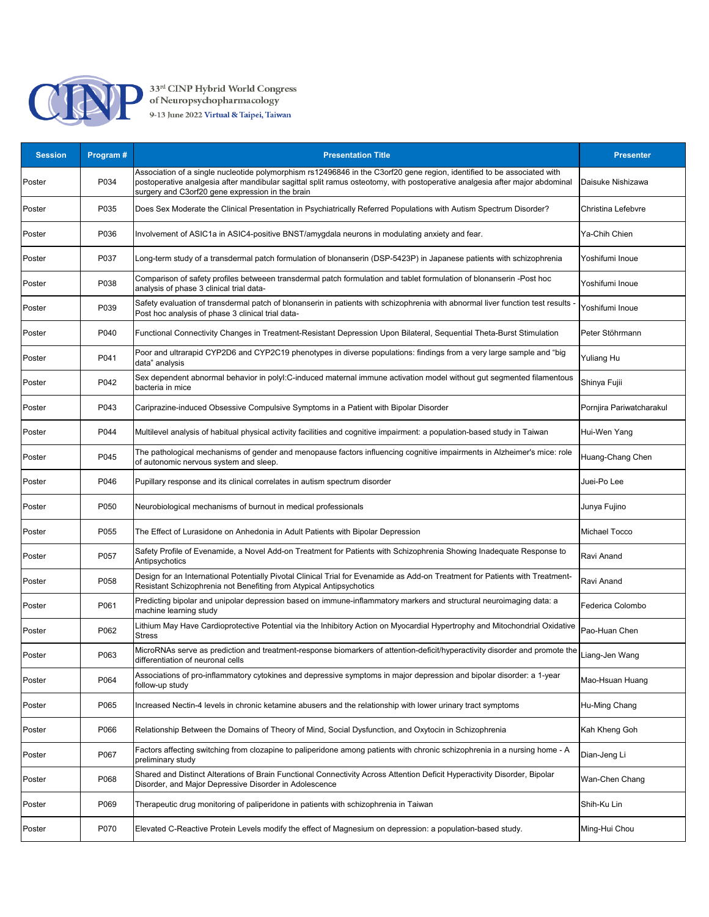| Session | Program # | Presentation Title | Presenter |
|---|---|---|---|
| Poster | P034 | Association of a single nucleotide polymorphism rs12496846 in the C3orf20 gene region, identified to be associated with postoperative analgesia after mandibular sagittal split ramus osteotomy, with postoperative analgesia after major abdominal surgery and C3orf20 gene expression in the brain | Daisuke Nishizawa |
| Poster | P035 | Does Sex Moderate the Clinical Presentation in Psychiatrically Referred Populations with Autism Spectrum Disorder? | Christina Lefebvre |
| Poster | P036 | Involvement of ASIC1a in ASIC4-positive BNST/amygdala neurons in modulating anxiety and fear. | Ya-Chih Chien |
| Poster | P037 | Long-term study of a transdermal patch formulation of blonanserin (DSP-5423P) in Japanese patients with schizophrenia | Yoshifumi Inoue |
| Poster | P038 | Comparison of safety profiles betweeen transdermal patch formulation and tablet formulation of blonanserin -Post hoc analysis of phase 3 clinical trial data- | Yoshifumi Inoue |
| Poster | P039 | Safety evaluation of transdermal patch of blonanserin in patients with schizophrenia with abnormal liver function test results -Post hoc analysis of phase 3 clinical trial data- | Yoshifumi Inoue |
| Poster | P040 | Functional Connectivity Changes in Treatment-Resistant Depression Upon Bilateral, Sequential Theta-Burst Stimulation | Peter Stöhrmann |
| Poster | P041 | Poor and ultrarapid CYP2D6 and CYP2C19 phenotypes in diverse populations: findings from a very large sample and "big data" analysis | Yuliang Hu |
| Poster | P042 | Sex dependent abnormal behavior in polyI:C-induced maternal immune activation model without gut segmented filamentous bacteria in mice | Shinya Fujii |
| Poster | P043 | Cariprazine-induced Obsessive Compulsive Symptoms in a Patient with Bipolar Disorder | Pornjira Pariwatcharakul |
| Poster | P044 | Multilevel analysis of habitual physical activity facilities and cognitive impairment: a population-based study in Taiwan | Hui-Wen Yang |
| Poster | P045 | The pathological mechanisms of gender and menopause factors influencing cognitive impairments in Alzheimer's mice: role of autonomic nervous system and sleep. | Huang-Chang Chen |
| Poster | P046 | Pupillary response and its clinical correlates in autism spectrum disorder | Juei-Po Lee |
| Poster | P050 | Neurobiological mechanisms of burnout in medical professionals | Junya Fujino |
| Poster | P055 | The Effect of Lurasidone on Anhedonia in Adult Patients with Bipolar Depression | Michael Tocco |
| Poster | P057 | Safety Profile of Evenamide, a Novel Add-on Treatment for Patients with Schizophrenia Showing Inadequate Response to Antipsychotics | Ravi Anand |
| Poster | P058 | Design for an International Potentially Pivotal Clinical Trial for Evenamide as Add-on Treatment for Patients with Treatment-Resistant Schizophrenia not Benefiting from Atypical Antipsychotics | Ravi Anand |
| Poster | P061 | Predicting bipolar and unipolar depression based on immune-inflammatory markers and structural neuroimaging data: a machine learning study | Federica Colombo |
| Poster | P062 | Lithium May Have Cardioprotective Potential via the Inhibitory Action on Myocardial Hypertrophy and Mitochondrial Oxidative Stress | Pao-Huan Chen |
| Poster | P063 | MicroRNAs serve as prediction and treatment-response biomarkers of attention-deficit/hyperactivity disorder and promote the differentiation of neuronal cells | Liang-Jen Wang |
| Poster | P064 | Associations of pro-inflammatory cytokines and depressive symptoms in major depression and bipolar disorder: a 1-year follow-up study | Mao-Hsuan Huang |
| Poster | P065 | Increased Nectin-4 levels in chronic ketamine abusers and the relationship with lower urinary tract symptoms | Hu-Ming Chang |
| Poster | P066 | Relationship Between the Domains of Theory of Mind, Social Dysfunction, and Oxytocin in Schizophrenia | Kah Kheng Goh |
| Poster | P067 | Factors affecting switching from clozapine to paliperidone among patients with chronic schizophrenia in a nursing home - A preliminary study | Dian-Jeng Li |
| Poster | P068 | Shared and Distinct Alterations of Brain Functional Connectivity Across Attention Deficit Hyperactivity Disorder, Bipolar Disorder, and Major Depressive Disorder in Adolescence | Wan-Chen Chang |
| Poster | P069 | Therapeutic drug monitoring of paliperidone in patients with schizophrenia in Taiwan | Shih-Ku Lin |
| Poster | P070 | Elevated C-Reactive Protein Levels modify the effect of Magnesium on depression: a population-based study. | Ming-Hui Chou |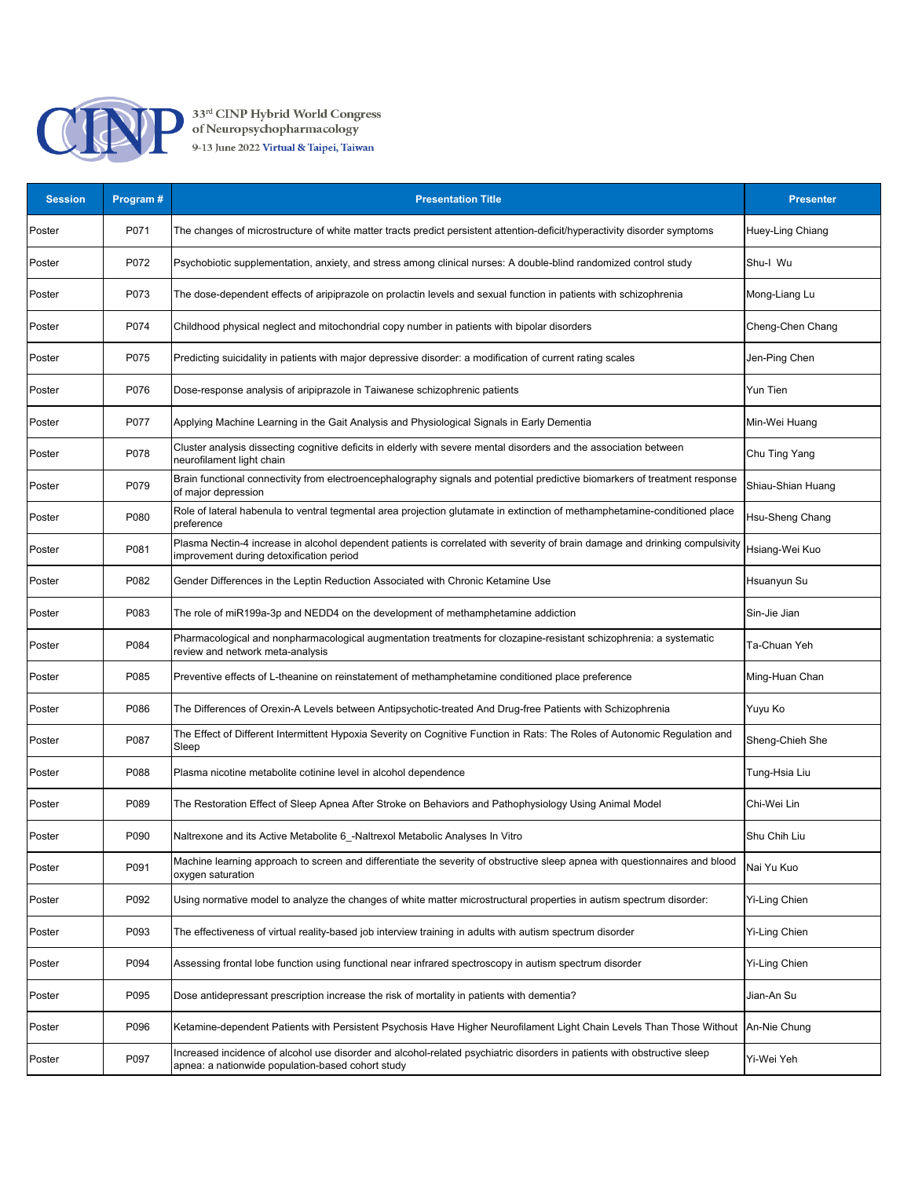| Session | Program # | Presentation Title | Presenter |
|---|---|---|---|
| Poster | P071 | The changes of microstructure of white matter tracts predict persistent attention-deficit/hyperactivity disorder symptoms | Huey-Ling Chiang |
| Poster | P072 | Psychobiotic supplementation, anxiety, and stress among clinical nurses: A double-blind randomized control study | Shu-I Wu |
| Poster | P073 | The dose-dependent effects of aripiprazole on prolactin levels and sexual function in patients with schizophrenia | Mong-Liang Lu |
| Poster | P074 | Childhood physical neglect and mitochondrial copy number in patients with bipolar disorders | Cheng-Chen Chang |
| Poster | P075 | Predicting suicidality in patients with major depressive disorder: a modification of current rating scales | Jen-Ping Chen |
| Poster | P076 | Dose-response analysis of aripiprazole in Taiwanese schizophrenic patients | Yun Tien |
| Poster | P077 | Applying Machine Learning in the Gait Analysis and Physiological Signals in Early Dementia | Min-Wei Huang |
| Poster | P078 | Cluster analysis dissecting cognitive deficits in elderly with severe mental disorders and the association between neurofilament light chain | Chu Ting Yang |
| Poster | P079 | Brain functional connectivity from electroencephalography signals and potential predictive biomarkers of treatment response of major depression | Shiau-Shian Huang |
| Poster | P080 | Role of lateral habenula to ventral tegmental area projection glutamate in extinction of methamphetamine-conditioned place preference | Hsu-Sheng Chang |
| Poster | P081 | Plasma Nectin-4 increase in alcohol dependent patients is correlated with severity of brain damage and drinking compulsivity improvement during detoxification period | Hsiang-Wei Kuo |
| Poster | P082 | Gender Differences in the Leptin Reduction Associated with Chronic Ketamine Use | Hsuanyun Su |
| Poster | P083 | The role of miR199a-3p and NEDD4 on the development of methamphetamine addiction | Sin-Jie Jian |
| Poster | P084 | Pharmacological and nonpharmacological augmentation treatments for clozapine-resistant schizophrenia: a systematic review and network meta-analysis | Ta-Chuan Yeh |
| Poster | P085 | Preventive effects of L-theanine on reinstatement of methamphetamine conditioned place preference | Ming-Huan Chan |
| Poster | P086 | The Differences of Orexin-A Levels between Antipsychotic-treated And Drug-free Patients with Schizophrenia | Yuyu Ko |
| Poster | P087 | The Effect of Different Intermittent Hypoxia Severity on Cognitive Function in Rats: The Roles of Autonomic Regulation and Sleep | Sheng-Chieh She |
| Poster | P088 | Plasma nicotine metabolite cotinine level in alcohol dependence | Tung-Hsia Liu |
| Poster | P089 | The Restoration Effect of Sleep Apnea After Stroke on Behaviors and Pathophysiology Using Animal Model | Chi-Wei Lin |
| Poster | P090 | Naltrexone and its Active Metabolite 6_-Naltrexol Metabolic Analyses In Vitro | Shu Chih Liu |
| Poster | P091 | Machine learning approach to screen and differentiate the severity of obstructive sleep apnea with questionnaires and blood oxygen saturation | Nai Yu Kuo |
| Poster | P092 | Using normative model to analyze the changes of white matter microstructural properties in autism spectrum disorder: | Yi-Ling Chien |
| Poster | P093 | The effectiveness of virtual reality-based job interview training in adults with autism spectrum disorder | Yi-Ling Chien |
| Poster | P094 | Assessing frontal lobe function using functional near infrared spectroscopy in autism spectrum disorder | Yi-Ling Chien |
| Poster | P095 | Dose antidepressant prescription increase the risk of mortality in patients with dementia? | Jian-An Su |
| Poster | P096 | Ketamine-dependent Patients with Persistent Psychosis Have Higher Neurofilament Light Chain Levels Than Those Without | An-Nie Chung |
| Poster | P097 | Increased incidence of alcohol use disorder and alcohol-related psychiatric disorders in patients with obstructive sleep apnea: a nationwide population-based cohort study | Yi-Wei Yeh |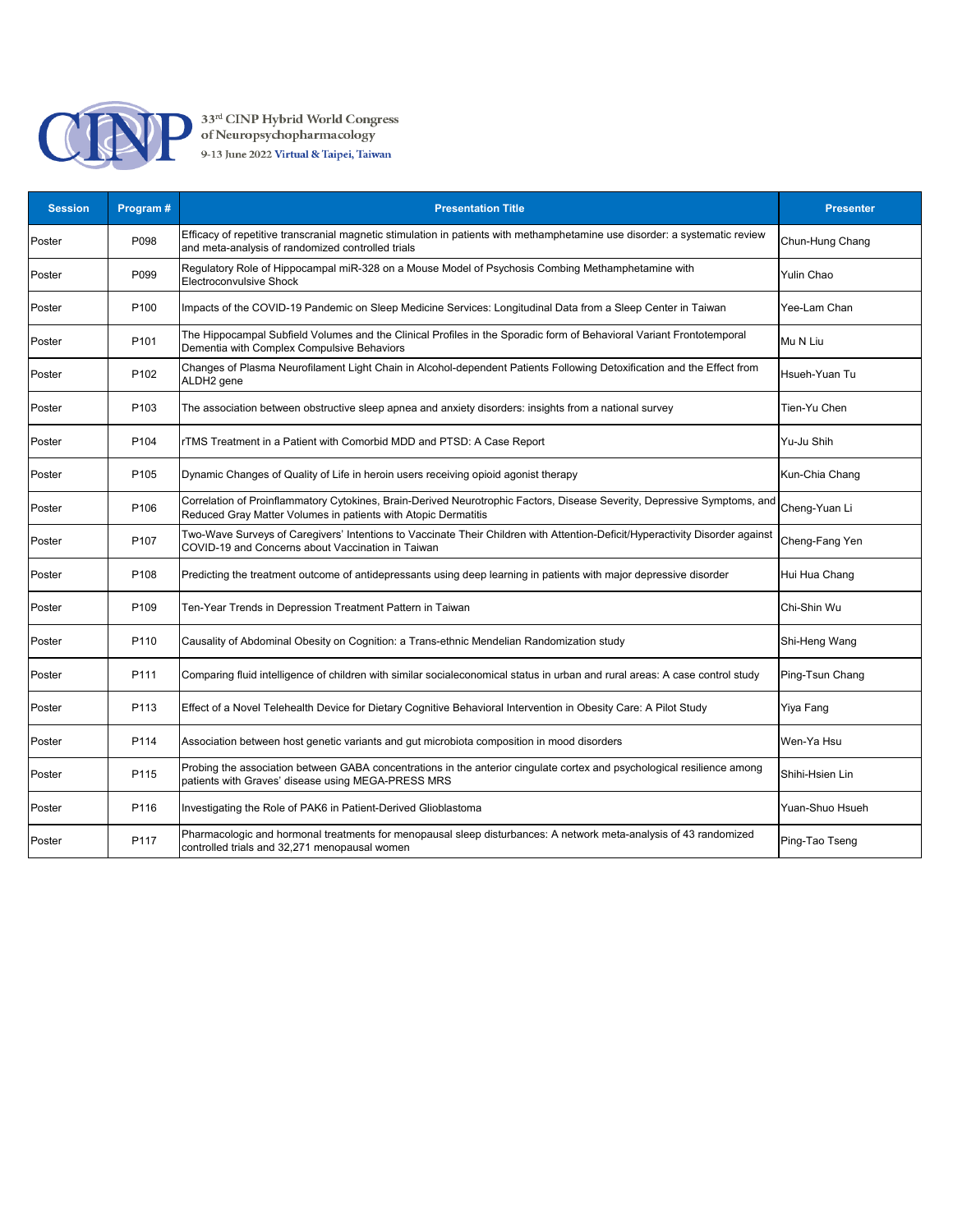| Session | Program # | Presentation Title | Presenter |
| --- | --- | --- | --- |
| Poster | P098 | Efficacy of repetitive transcranial magnetic stimulation in patients with methamphetamine use disorder: a systematic review and meta-analysis of randomized controlled trials | Chun-Hung Chang |
| Poster | P099 | Regulatory Role of Hippocampal miR-328 on a Mouse Model of Psychosis Combing Methamphetamine with Electroconvulsive Shock | Yulin Chao |
| Poster | P100 | Impacts of the COVID-19 Pandemic on Sleep Medicine Services: Longitudinal Data from a Sleep Center in Taiwan | Yee-Lam Chan |
| Poster | P101 | The Hippocampal Subfield Volumes and the Clinical Profiles in the Sporadic form of Behavioral Variant Frontotemporal Dementia with Complex Compulsive Behaviors | Mu N Liu |
| Poster | P102 | Changes of Plasma Neurofilament Light Chain in Alcohol-dependent Patients Following Detoxification and the Effect from ALDH2 gene | Hsueh-Yuan Tu |
| Poster | P103 | The association between obstructive sleep apnea and anxiety disorders: insights from a national survey | Tien-Yu Chen |
| Poster | P104 | rTMS Treatment in a Patient with Comorbid MDD and PTSD: A Case Report | Yu-Ju Shih |
| Poster | P105 | Dynamic Changes of Quality of Life in heroin users receiving opioid agonist therapy | Kun-Chia Chang |
| Poster | P106 | Correlation of Proinflammatory Cytokines, Brain-Derived Neurotrophic Factors, Disease Severity, Depressive Symptoms, and Reduced Gray Matter Volumes in patients with Atopic Dermatitis | Cheng-Yuan Li |
| Poster | P107 | Two-Wave Surveys of Caregivers' Intentions to Vaccinate Their Children with Attention-Deficit/Hyperactivity Disorder against COVID-19 and Concerns about Vaccination in Taiwan | Cheng-Fang Yen |
| Poster | P108 | Predicting the treatment outcome of antidepressants using deep learning in patients with major depressive disorder | Hui Hua Chang |
| Poster | P109 | Ten-Year Trends in Depression Treatment Pattern in Taiwan | Chi-Shin Wu |
| Poster | P110 | Causality of Abdominal Obesity on Cognition: a Trans-ethnic Mendelian Randomization study | Shi-Heng Wang |
| Poster | P111 | Comparing fluid intelligence of children with similar socialeconomical status in urban and rural areas: A case control study | Ping-Tsun Chang |
| Poster | P113 | Effect of a Novel Telehealth Device for Dietary Cognitive Behavioral Intervention in Obesity Care: A Pilot Study | Yiya Fang |
| Poster | P114 | Association between host genetic variants and gut microbiota composition in mood disorders | Wen-Ya Hsu |
| Poster | P115 | Probing the association between GABA concentrations in the anterior cingulate cortex and psychological resilience among patients with Graves' disease using MEGA-PRESS MRS | Shihi-Hsien Lin |
| Poster | P116 | Investigating the Role of PAK6 in Patient-Derived Glioblastoma | Yuan-Shuo Hsueh |
| Poster | P117 | Pharmacologic and hormonal treatments for menopausal sleep disturbances: A network meta-analysis of 43 randomized controlled trials and 32,271 menopausal women | Ping-Tao Tseng |